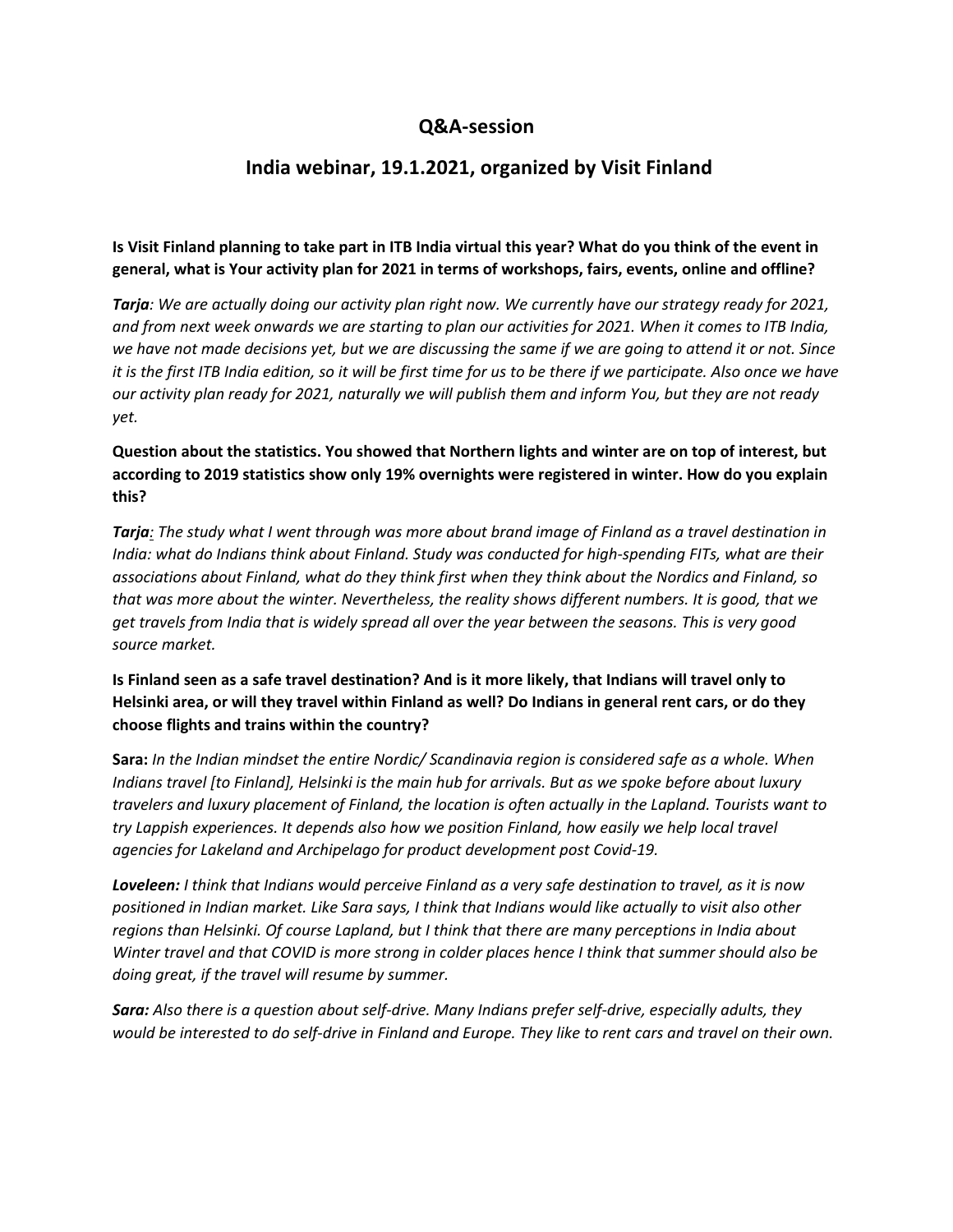## Q&A-session

## India webinar, 19.1.2021, organized by Visit Finland

**Is Visit Finland planning to take part in ITB India virtual this year? What do you think of the event in general, what is Your activity plan for 2021 in terms of workshops, fairs, events, online and offline?**

***Tarja**: We are actually doing our activity plan right now. We currently have our strategy ready for 2021, and from next week onwards we are starting to plan our activities for 2021. When it comes to ITB India, we have not made decisions yet, but we are discussing the same if we are going to attend it or not. Since it is the first ITB India edition, so it will be first time for us to be there if we participate. Also once we have our activity plan ready for 2021, naturally we will publish them and inform You, but they are not ready yet.*

**Question about the statistics. You showed that Northern lights and winter are on top of interest, but according to 2019 statistics show only 19% overnights were registered in winter. How do you explain this?**

***Tarja**: The study what I went through was more about brand image of Finland as a travel destination in India: what do Indians think about Finland. Study was conducted for high-spending FITs, what are their associations about Finland, what do they think first when they think about the Nordics and Finland, so that was more about the winter. Nevertheless, the reality shows different numbers. It is good, that we get travels from India that is widely spread all over the year between the seasons. This is very good source market.*

**Is Finland seen as a safe travel destination? And is it more likely, that Indians will travel only to Helsinki area, or will they travel within Finland as well? Do Indians in general rent cars, or do they choose flights and trains within the country?**

**Sara:** *In the Indian mindset the entire Nordic/ Scandinavia region is considered safe as a whole. When Indians travel [to Finland], Helsinki is the main hub for arrivals. But as we spoke before about luxury travelers and luxury placement of Finland, the location is often actually in the Lapland. Tourists want to try Lappish experiences. It depends also how we position Finland, how easily we help local travel agencies for Lakeland and Archipelago for product development post Covid-19.*

***Loveleen:** I think that Indians would perceive Finland as a very safe destination to travel, as it is now positioned in Indian market. Like Sara says, I think that Indians would like actually to visit also other regions than Helsinki. Of course Lapland, but I think that there are many perceptions in India about Winter travel and that COVID is more strong in colder places hence I think that summer should also be doing great, if the travel will resume by summer.*

***Sara:** Also there is a question about self-drive. Many Indians prefer self-drive, especially adults, they would be interested to do self-drive in Finland and Europe. They like to rent cars and travel on their own.*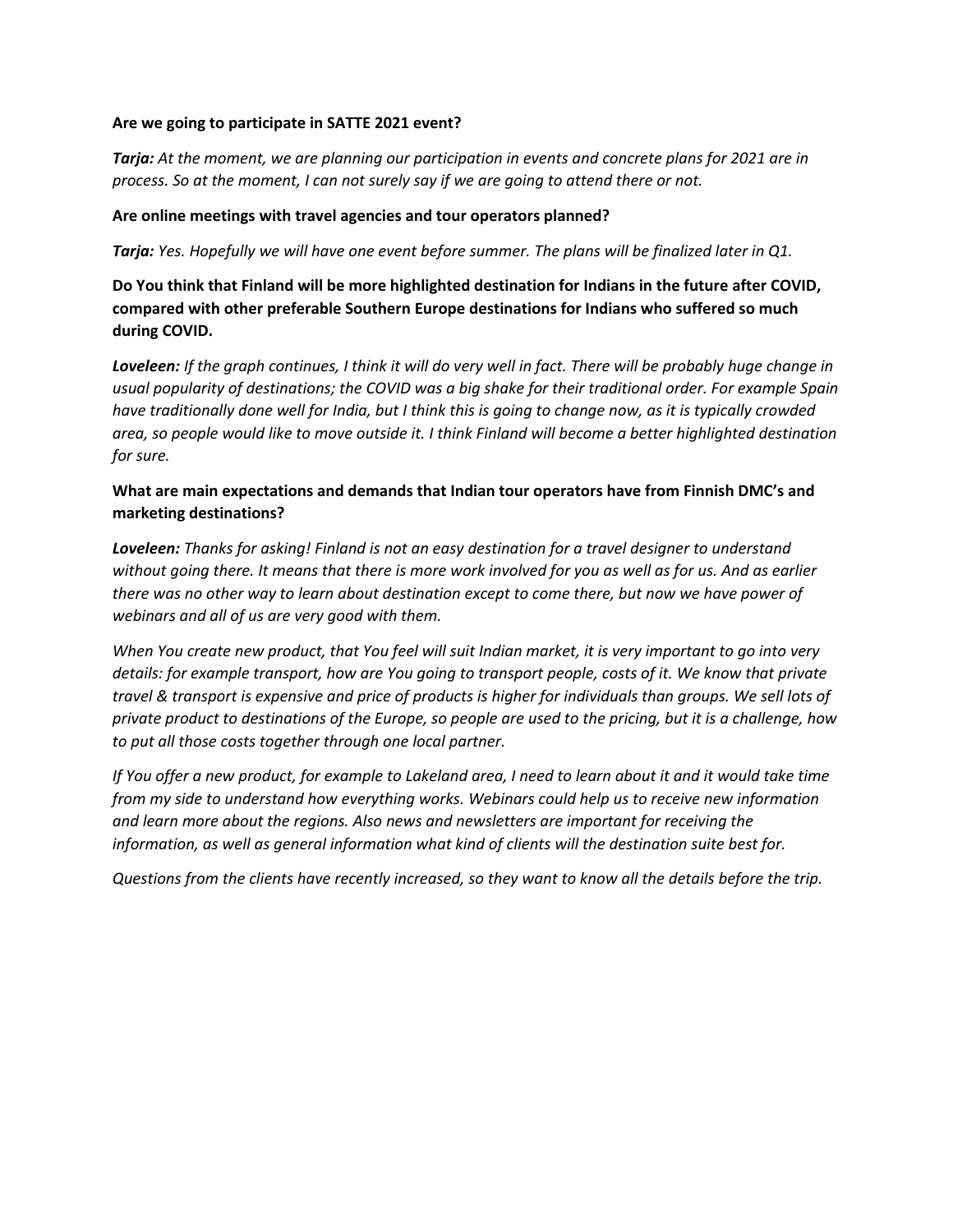**Are we going to participate in SATTE 2021 event?**

***Tarja:*** *At the moment, we are planning our participation in events and concrete plans for 2021 are in process. So at the moment, I can not surely say if we are going to attend there or not.*

**Are online meetings with travel agencies and tour operators planned?**

***Tarja:*** *Yes. Hopefully we will have one event before summer. The plans will be finalized later in Q1.*

**Do You think that Finland will be more highlighted destination for Indians in the future after COVID, compared with other preferable Southern Europe destinations for Indians who suffered so much during COVID.**

***Loveleen:*** *If the graph continues, I think it will do very well in fact. There will be probably huge change in usual popularity of destinations; the COVID was a big shake for their traditional order. For example Spain have traditionally done well for India, but I think this is going to change now, as it is typically crowded area, so people would like to move outside it. I think Finland will become a better highlighted destination for sure.*

**What are main expectations and demands that Indian tour operators have from Finnish DMC's and marketing destinations?**

***Loveleen:*** *Thanks for asking! Finland is not an easy destination for a travel designer to understand without going there. It means that there is more work involved for you as well as for us. And as earlier there was no other way to learn about destination except to come there, but now we have power of webinars and all of us are very good with them.*

*When You create new product, that You feel will suit Indian market, it is very important to go into very details: for example transport, how are You going to transport people, costs of it. We know that private travel & transport is expensive and price of products is higher for individuals than groups. We sell lots of private product to destinations of the Europe, so people are used to the pricing, but it is a challenge, how to put all those costs together through one local partner.*

*If You offer a new product, for example to Lakeland area, I need to learn about it and it would take time from my side to understand how everything works. Webinars could help us to receive new information and learn more about the regions. Also news and newsletters are important for receiving the information, as well as general information what kind of clients will the destination suite best for.*

*Questions from the clients have recently increased, so they want to know all the details before the trip.*